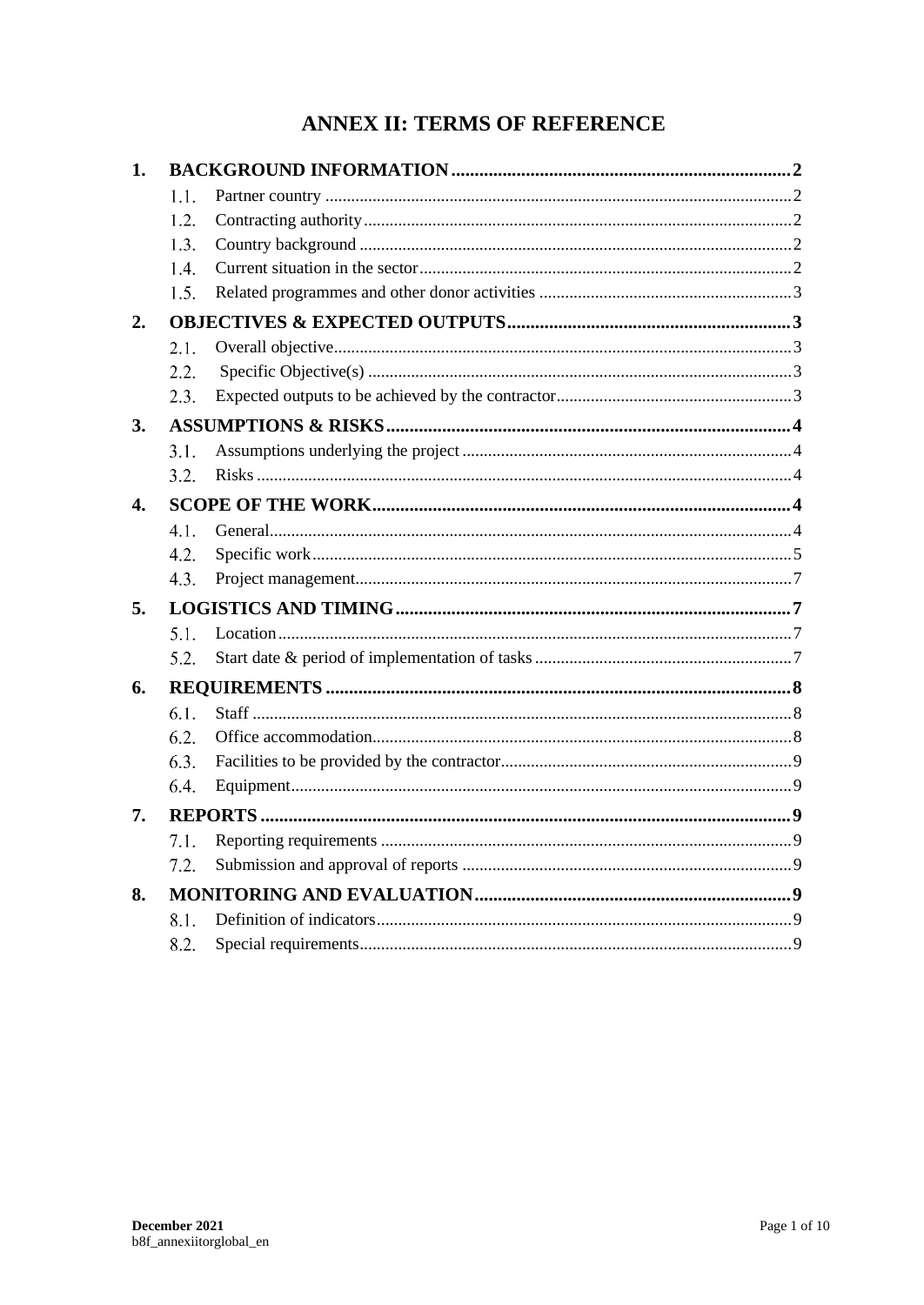# ANNEX II: TERMS OF REFERENCE

1. **BACKGROUND INFORMATION** .......... 2
   - 1.1. Partner country .......... 2
   - 1.2. Contracting authority .......... 2
   - 1.3. Country background .......... 2
   - 1.4. Current situation in the sector .......... 2
   - 1.5. Related programmes and other donor activities .......... 3
2. **OBJECTIVES & EXPECTED OUTPUTS** .......... 3
   - 2.1. Overall objective .......... 3
   - 2.2. Specific Objective(s) .......... 3
   - 2.3. Expected outputs to be achieved by the contractor .......... 3
3. **ASSUMPTIONS & RISKS** .......... 4
   - 3.1. Assumptions underlying the project .......... 4
   - 3.2. Risks .......... 4
4. **SCOPE OF THE WORK** .......... 4
   - 4.1. General .......... 4
   - 4.2. Specific work .......... 5
   - 4.3. Project management .......... 7
5. **LOGISTICS AND TIMING** .......... 7
   - 5.1. Location .......... 7
   - 5.2. Start date & period of implementation of tasks .......... 7
6. **REQUIREMENTS** .......... 8
   - 6.1. Staff .......... 8
   - 6.2. Office accommodation .......... 8
   - 6.3. Facilities to be provided by the contractor .......... 9
   - 6.4. Equipment .......... 9
7. **REPORTS** .......... 9
   - 7.1. Reporting requirements .......... 9
   - 7.2. Submission and approval of reports .......... 9
8. **MONITORING AND EVALUATION** .......... 9
   - 8.1. Definition of indicators .......... 9
   - 8.2. Special requirements .......... 9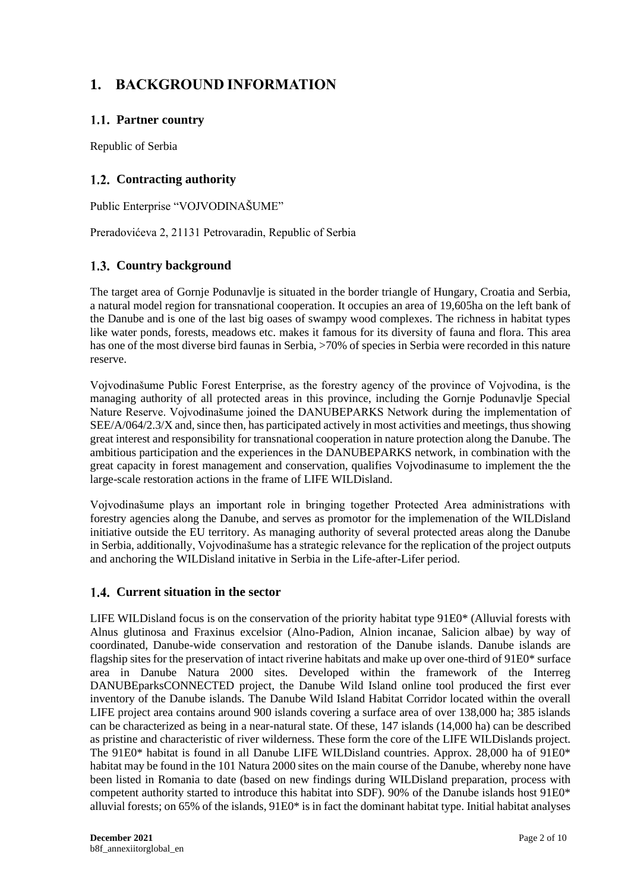# 1. BACKGROUND INFORMATION

## 1.1. Partner country

Republic of Serbia

## 1.2. Contracting authority

Public Enterprise "VOJVODINAŠUME"

Preradovićeva 2, 21131 Petrovaradin, Republic of Serbia

## 1.3. Country background

The target area of Gornje Podunavlje is situated in the border triangle of Hungary, Croatia and Serbia, a natural model region for transnational cooperation. It occupies an area of 19,605ha on the left bank of the Danube and is one of the last big oases of swampy wood complexes. The richness in habitat types like water ponds, forests, meadows etc. makes it famous for its diversity of fauna and flora. This area has one of the most diverse bird faunas in Serbia, >70% of species in Serbia were recorded in this nature reserve.

Vojvodinašume Public Forest Enterprise, as the forestry agency of the province of Vojvodina, is the managing authority of all protected areas in this province, including the Gornje Podunavlje Special Nature Reserve. Vojvodinašume joined the DANUBEPARKS Network during the implementation of SEE/A/064/2.3/X and, since then, has participated actively in most activities and meetings, thus showing great interest and responsibility for transnational cooperation in nature protection along the Danube. The ambitious participation and the experiences in the DANUBEPARKS network, in combination with the great capacity in forest management and conservation, qualifies Vojvodinasume to implement the the large-scale restoration actions in the frame of LIFE WILDisland.

Vojvodinašume plays an important role in bringing together Protected Area administrations with forestry agencies along the Danube, and serves as promotor for the implemenation of the WILDisland initiative outside the EU territory. As managing authority of several protected areas along the Danube in Serbia, additionally, Vojvodinašume has a strategic relevance for the replication of the project outputs and anchoring the WILDisland initative in Serbia in the Life-after-Lifer period.

## 1.4. Current situation in the sector

LIFE WILDisland focus is on the conservation of the priority habitat type 91E0* (Alluvial forests with Alnus glutinosa and Fraxinus excelsior (Alno-Padion, Alnion incanae, Salicion albae) by way of coordinated, Danube-wide conservation and restoration of the Danube islands. Danube islands are flagship sites for the preservation of intact riverine habitats and make up over one-third of 91E0* surface area in Danube Natura 2000 sites. Developed within the framework of the Interreg DANUBEparksCONNECTED project, the Danube Wild Island online tool produced the first ever inventory of the Danube islands. The Danube Wild Island Habitat Corridor located within the overall LIFE project area contains around 900 islands covering a surface area of over 138,000 ha; 385 islands can be characterized as being in a near-natural state. Of these, 147 islands (14,000 ha) can be described as pristine and characteristic of river wilderness. These form the core of the LIFE WILDislands project. The 91E0* habitat is found in all Danube LIFE WILDisland countries. Approx. 28,000 ha of 91E0* habitat may be found in the 101 Natura 2000 sites on the main course of the Danube, whereby none have been listed in Romania to date (based on new findings during WILDisland preparation, process with competent authority started to introduce this habitat into SDF). 90% of the Danube islands host 91E0* alluvial forests; on 65% of the islands, 91E0* is in fact the dominant habitat type. Initial habitat analyses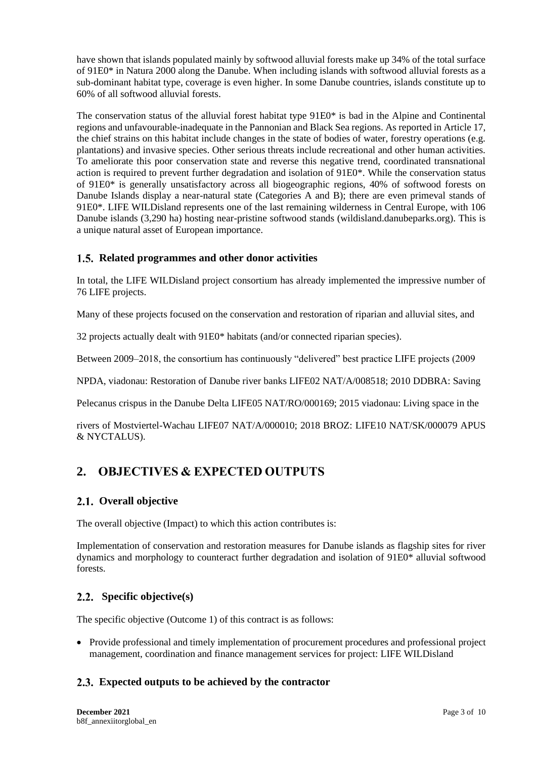have shown that islands populated mainly by softwood alluvial forests make up 34% of the total surface of 91E0* in Natura 2000 along the Danube. When including islands with softwood alluvial forests as a sub-dominant habitat type, coverage is even higher. In some Danube countries, islands constitute up to 60% of all softwood alluvial forests.

The conservation status of the alluvial forest habitat type 91E0* is bad in the Alpine and Continental regions and unfavourable-inadequate in the Pannonian and Black Sea regions. As reported in Article 17, the chief strains on this habitat include changes in the state of bodies of water, forestry operations (e.g. plantations) and invasive species. Other serious threats include recreational and other human activities. To ameliorate this poor conservation state and reverse this negative trend, coordinated transnational action is required to prevent further degradation and isolation of 91E0*. While the conservation status of 91E0* is generally unsatisfactory across all biogeographic regions, 40% of softwood forests on Danube Islands display a near-natural state (Categories A and B); there are even primeval stands of 91E0*. LIFE WILDisland represents one of the last remaining wilderness in Central Europe, with 106 Danube islands (3,290 ha) hosting near-pristine softwood stands (wildisland.danubeparks.org). This is a unique natural asset of European importance.

## 1.5. Related programmes and other donor activities

In total, the LIFE WILDisland project consortium has already implemented the impressive number of 76 LIFE projects.

Many of these projects focused on the conservation and restoration of riparian and alluvial sites, and

32 projects actually dealt with 91E0* habitats (and/or connected riparian species).

Between 2009–2018, the consortium has continuously "delivered" best practice LIFE projects (2009

NPDA, viadonau: Restoration of Danube river banks LIFE02 NAT/A/008518; 2010 DDBRA: Saving

Pelecanus crispus in the Danube Delta LIFE05 NAT/RO/000169; 2015 viadonau: Living space in the

rivers of Mostviertel-Wachau LIFE07 NAT/A/000010; 2018 BROZ: LIFE10 NAT/SK/000079 APUS & NYCTALUS).

# 2. OBJECTIVES & EXPECTED OUTPUTS

## 2.1. Overall objective

The overall objective (Impact) to which this action contributes is:

Implementation of conservation and restoration measures for Danube islands as flagship sites for river dynamics and morphology to counteract further degradation and isolation of 91E0* alluvial softwood forests.

## 2.2. Specific objective(s)

The specific objective (Outcome 1) of this contract is as follows:

- Provide professional and timely implementation of procurement procedures and professional project management, coordination and finance management services for project: LIFE WILDisland

## 2.3. Expected outputs to be achieved by the contractor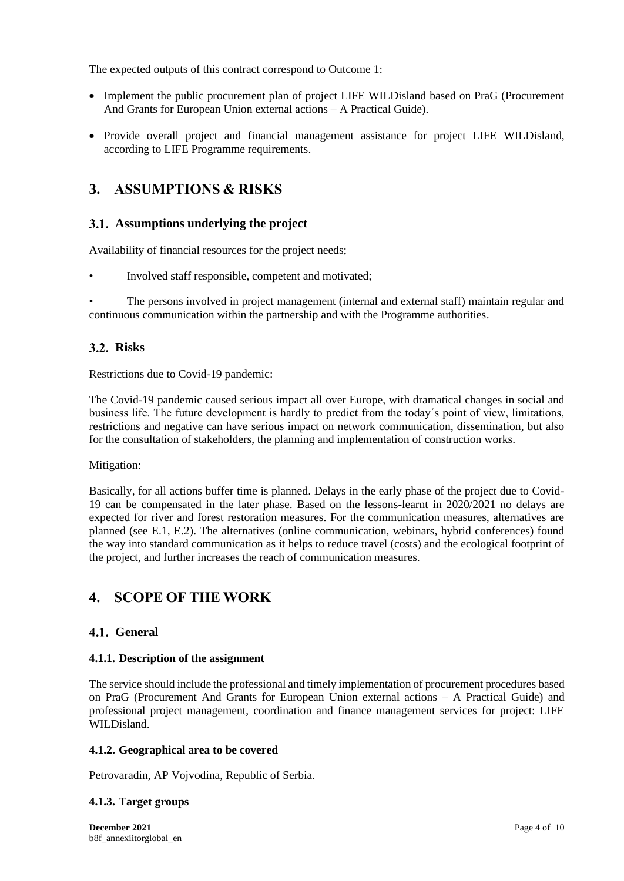The expected outputs of this contract correspond to Outcome 1:

- Implement the public procurement plan of project LIFE WILDisland based on PraG (Procurement And Grants for European Union external actions – A Practical Guide).
- Provide overall project and financial management assistance for project LIFE WILDisland, according to LIFE Programme requirements.

# 3. ASSUMPTIONS & RISKS

## 3.1. Assumptions underlying the project

Availability of financial resources for the project needs;

- Involved staff responsible, competent and motivated;
- The persons involved in project management (internal and external staff) maintain regular and continuous communication within the partnership and with the Programme authorities.

## 3.2. Risks

Restrictions due to Covid-19 pandemic:

The Covid-19 pandemic caused serious impact all over Europe, with dramatical changes in social and business life. The future development is hardly to predict from the today´s point of view, limitations, restrictions and negative can have serious impact on network communication, dissemination, but also for the consultation of stakeholders, the planning and implementation of construction works.

Mitigation:

Basically, for all actions buffer time is planned. Delays in the early phase of the project due to Covid-19 can be compensated in the later phase. Based on the lessons-learnt in 2020/2021 no delays are expected for river and forest restoration measures. For the communication measures, alternatives are planned (see E.1, E.2). The alternatives (online communication, webinars, hybrid conferences) found the way into standard communication as it helps to reduce travel (costs) and the ecological footprint of the project, and further increases the reach of communication measures.

# 4. SCOPE OF THE WORK

## 4.1. General

### 4.1.1. Description of the assignment

The service should include the professional and timely implementation of procurement procedures based on PraG (Procurement And Grants for European Union external actions – A Practical Guide) and professional project management, coordination and finance management services for project: LIFE WILDisland.

### 4.1.2. Geographical area to be covered

Petrovaradin, AP Vojvodina, Republic of Serbia.

### 4.1.3. Target groups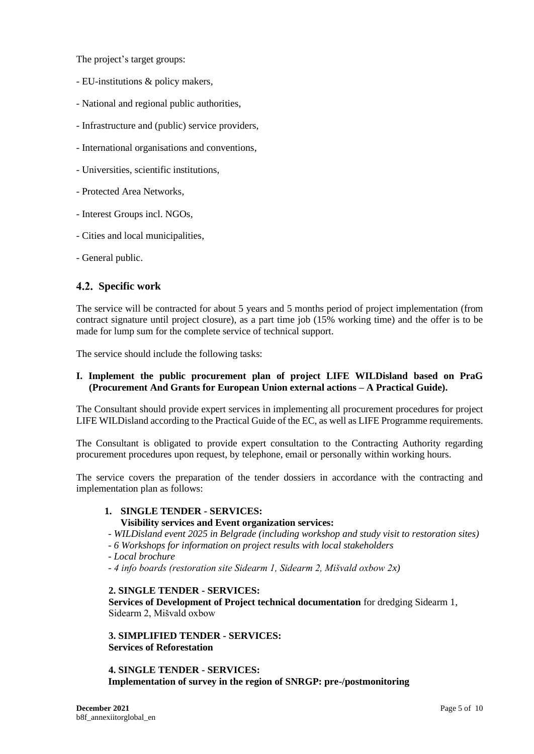The project's target groups:

- EU-institutions & policy makers,
- National and regional public authorities,
- Infrastructure and (public) service providers,
- International organisations and conventions,
- Universities, scientific institutions,
- Protected Area Networks,
- Interest Groups incl. NGOs,
- Cities and local municipalities,
- General public.

## 4.2. Specific work

The service will be contracted for about 5 years and 5 months period of project implementation (from contract signature until project closure), as a part time job (15% working time) and the offer is to be made for lump sum for the complete service of technical support.

The service should include the following tasks:

**I. Implement the public procurement plan of project LIFE WILDisland based on PraG (Procurement And Grants for European Union external actions – A Practical Guide).**

The Consultant should provide expert services in implementing all procurement procedures for project LIFE WILDisland according to the Practical Guide of the EC, as well as LIFE Programme requirements.

The Consultant is obligated to provide expert consultation to the Contracting Authority regarding procurement procedures upon request, by telephone, email or personally within working hours.

The service covers the preparation of the tender dossiers in accordance with the contracting and implementation plan as follows:

**1. SINGLE TENDER - SERVICES:**
**Visibility services and Event organization services:**

- *WILDisland event 2025 in Belgrade (including workshop and study visit to restoration sites)*
- *6 Workshops for information on project results with local stakeholders*
- *Local brochure*
- *4 info boards (restoration site Sidearm 1, Sidearm 2, Mišvald oxbow 2x)*

**2. SINGLE TENDER - SERVICES:**
**Services of Development of Project technical documentation** for dredging Sidearm 1, Sidearm 2, Mišvald oxbow

**3. SIMPLIFIED TENDER - SERVICES:**
**Services of Reforestation**

**4. SINGLE TENDER - SERVICES:**
**Implementation of survey in the region of SNRGP: pre-/postmonitoring**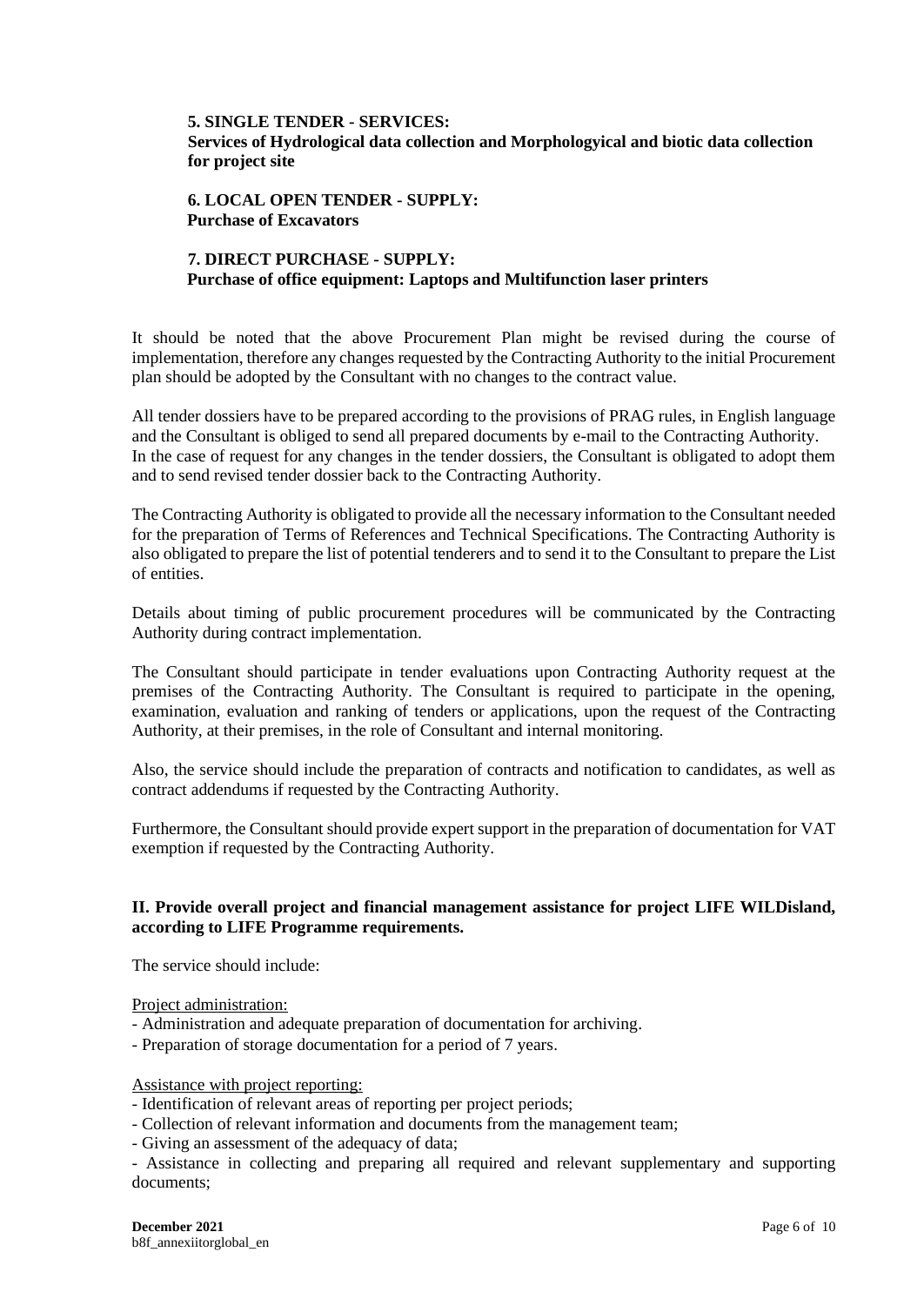**5. SINGLE TENDER - SERVICES:**
**Services of Hydrological data collection and Morphologyical and biotic data collection for project site**

**6. LOCAL OPEN TENDER - SUPPLY:**
**Purchase of Excavators**

**7. DIRECT PURCHASE - SUPPLY:**
**Purchase of office equipment: Laptops and Multifunction laser printers**

It should be noted that the above Procurement Plan might be revised during the course of implementation, therefore any changes requested by the Contracting Authority to the initial Procurement plan should be adopted by the Consultant with no changes to the contract value.

All tender dossiers have to be prepared according to the provisions of PRAG rules, in English language and the Consultant is obliged to send all prepared documents by e-mail to the Contracting Authority. In the case of request for any changes in the tender dossiers, the Consultant is obligated to adopt them and to send revised tender dossier back to the Contracting Authority.

The Contracting Authority is obligated to provide all the necessary information to the Consultant needed for the preparation of Terms of References and Technical Specifications. The Contracting Authority is also obligated to prepare the list of potential tenderers and to send it to the Consultant to prepare the List of entities.

Details about timing of public procurement procedures will be communicated by the Contracting Authority during contract implementation.

The Consultant should participate in tender evaluations upon Contracting Authority request at the premises of the Contracting Authority. The Consultant is required to participate in the opening, examination, evaluation and ranking of tenders or applications, upon the request of the Contracting Authority, at their premises, in the role of Consultant and internal monitoring.

Also, the service should include the preparation of contracts and notification to candidates, as well as contract addendums if requested by the Contracting Authority.

Furthermore, the Consultant should provide expert support in the preparation of documentation for VAT exemption if requested by the Contracting Authority.

**II. Provide overall project and financial management assistance for project LIFE WILDisland, according to LIFE Programme requirements.**

The service should include:

Project administration:

- Administration and adequate preparation of documentation for archiving.
- Preparation of storage documentation for a period of 7 years.

Assistance with project reporting:

- Identification of relevant areas of reporting per project periods;
- Collection of relevant information and documents from the management team;
- Giving an assessment of the adequacy of data;
- Assistance in collecting and preparing all required and relevant supplementary and supporting documents;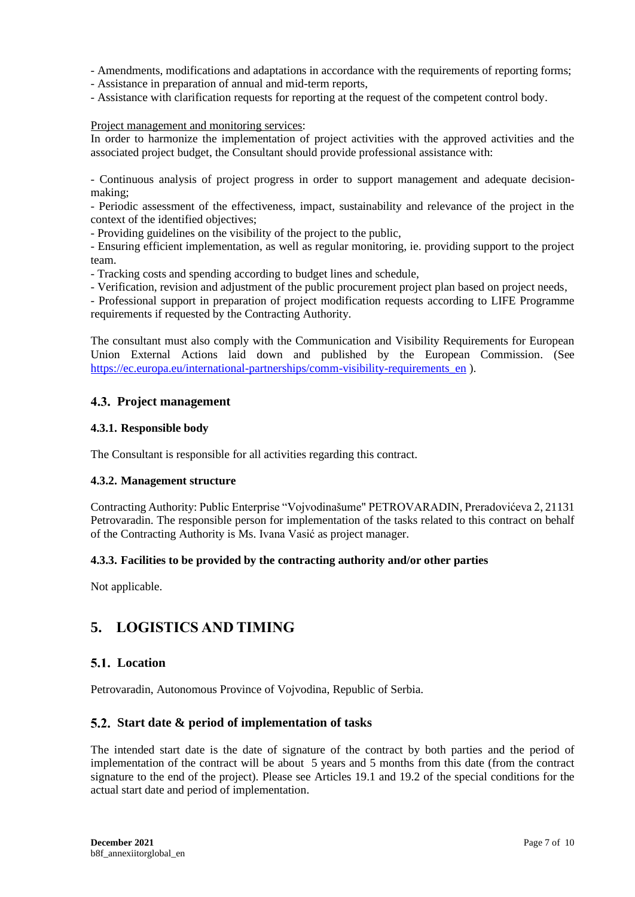- Amendments, modifications and adaptations in accordance with the requirements of reporting forms;
- Assistance in preparation of annual and mid-term reports,
- Assistance with clarification requests for reporting at the request of the competent control body.

Project management and monitoring services:
In order to harmonize the implementation of project activities with the approved activities and the associated project budget, the Consultant should provide professional assistance with:

- Continuous analysis of project progress in order to support management and adequate decision-making;
- Periodic assessment of the effectiveness, impact, sustainability and relevance of the project in the context of the identified objectives;
- Providing guidelines on the visibility of the project to the public,
- Ensuring efficient implementation, as well as regular monitoring, ie. providing support to the project team.
- Tracking costs and spending according to budget lines and schedule,
- Verification, revision and adjustment of the public procurement project plan based on project needs,
- Professional support in preparation of project modification requests according to LIFE Programme requirements if requested by the Contracting Authority.

The consultant must also comply with the Communication and Visibility Requirements for European Union External Actions laid down and published by the European Commission. (See https://ec.europa.eu/international-partnerships/comm-visibility-requirements_en ).

## 4.3. Project management

### 4.3.1. Responsible body

The Consultant is responsible for all activities regarding this contract.

### 4.3.2. Management structure

Contracting Authority: Public Enterprise "Vojvodinašume" PETROVARADIN, Preradovićeva 2, 21131 Petrovaradin. The responsible person for implementation of the tasks related to this contract on behalf of the Contracting Authority is Ms. Ivana Vasić as project manager.

### 4.3.3. Facilities to be provided by the contracting authority and/or other parties

Not applicable.

# 5. LOGISTICS AND TIMING

## 5.1. Location

Petrovaradin, Autonomous Province of Vojvodina, Republic of Serbia.

## 5.2. Start date & period of implementation of tasks

The intended start date is the date of signature of the contract by both parties and the period of implementation of the contract will be about 5 years and 5 months from this date (from the contract signature to the end of the project). Please see Articles 19.1 and 19.2 of the special conditions for the actual start date and period of implementation.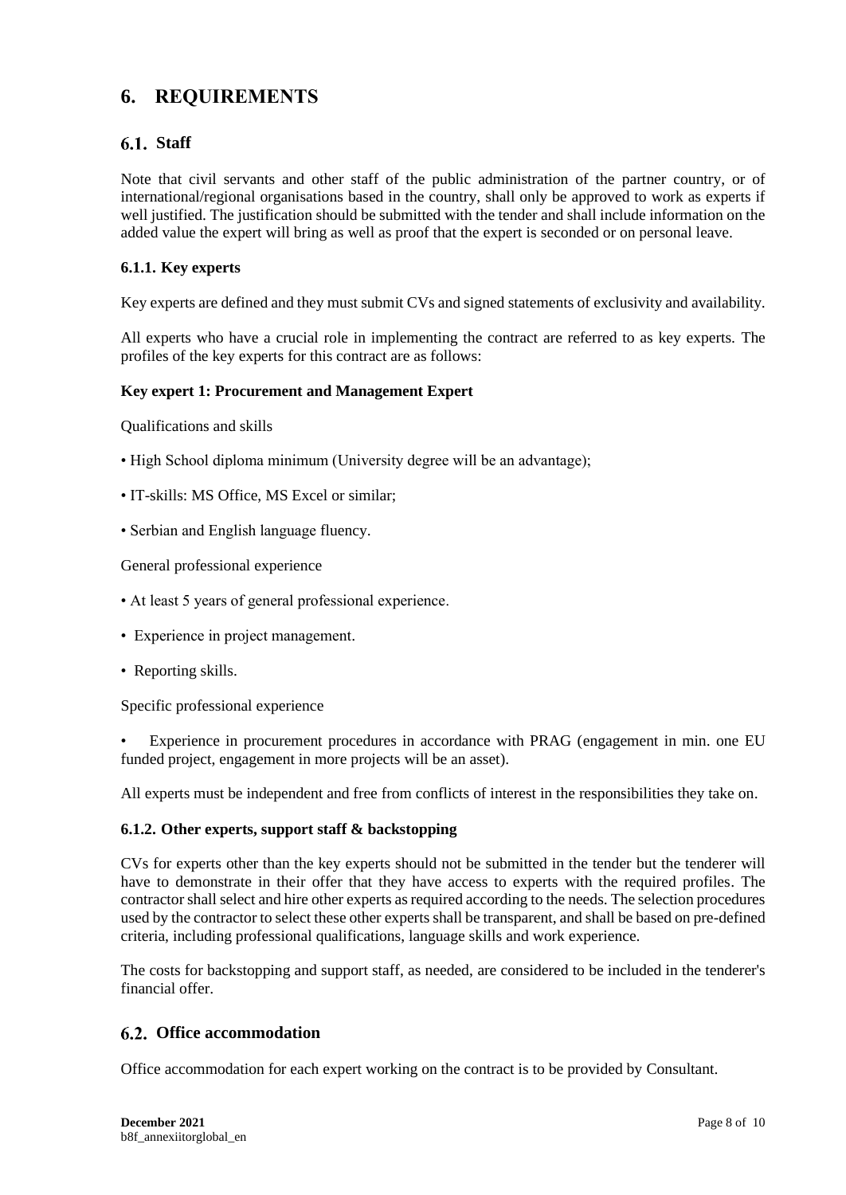# 6. REQUIREMENTS

## 6.1. Staff

Note that civil servants and other staff of the public administration of the partner country, or of international/regional organisations based in the country, shall only be approved to work as experts if well justified. The justification should be submitted with the tender and shall include information on the added value the expert will bring as well as proof that the expert is seconded or on personal leave.

### 6.1.1. Key experts

Key experts are defined and they must submit CVs and signed statements of exclusivity and availability.

All experts who have a crucial role in implementing the contract are referred to as key experts. The profiles of the key experts for this contract are as follows:

**Key expert 1: Procurement and Management Expert**

Qualifications and skills

- High School diploma minimum (University degree will be an advantage);
- IT-skills: MS Office, MS Excel or similar;
- Serbian and English language fluency.

General professional experience

- At least 5 years of general professional experience.
- Experience in project management.
- Reporting skills.

Specific professional experience

- Experience in procurement procedures in accordance with PRAG (engagement in min. one EU funded project, engagement in more projects will be an asset).

All experts must be independent and free from conflicts of interest in the responsibilities they take on.

### 6.1.2. Other experts, support staff & backstopping

CVs for experts other than the key experts should not be submitted in the tender but the tenderer will have to demonstrate in their offer that they have access to experts with the required profiles. The contractor shall select and hire other experts as required according to the needs. The selection procedures used by the contractor to select these other experts shall be transparent, and shall be based on pre-defined criteria, including professional qualifications, language skills and work experience.

The costs for backstopping and support staff, as needed, are considered to be included in the tenderer's financial offer.

## 6.2. Office accommodation

Office accommodation for each expert working on the contract is to be provided by Consultant.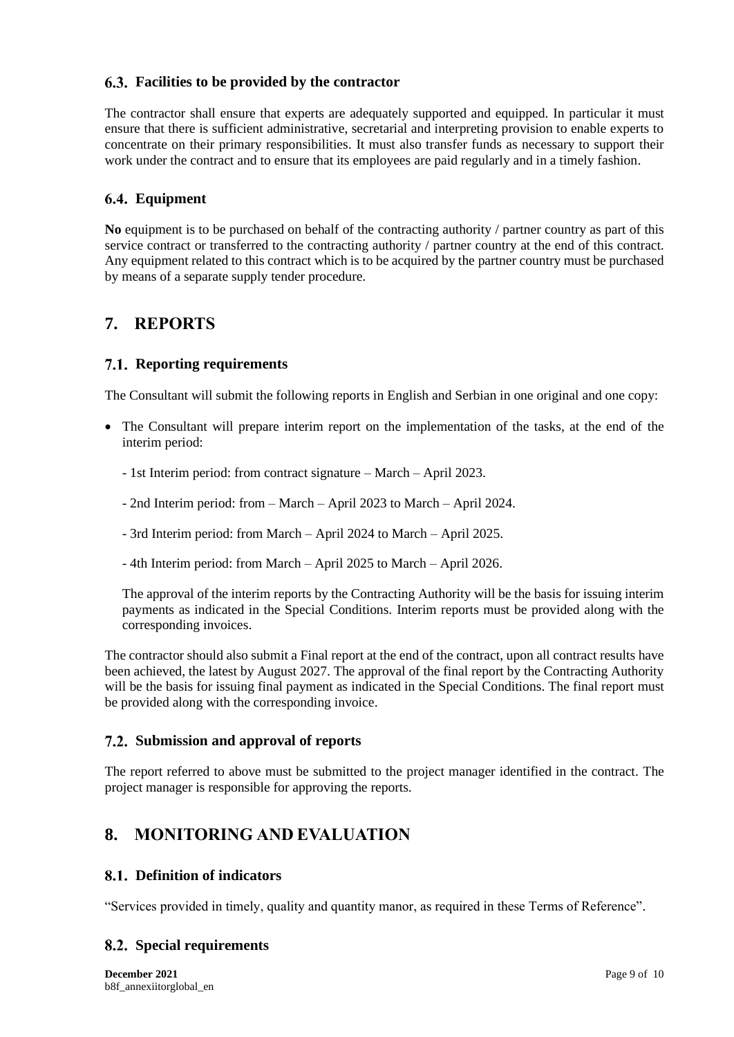### 6.3. Facilities to be provided by the contractor

The contractor shall ensure that experts are adequately supported and equipped. In particular it must ensure that there is sufficient administrative, secretarial and interpreting provision to enable experts to concentrate on their primary responsibilities. It must also transfer funds as necessary to support their work under the contract and to ensure that its employees are paid regularly and in a timely fashion.

### 6.4. Equipment

**No** equipment is to be purchased on behalf of the contracting authority / partner country as part of this service contract or transferred to the contracting authority / partner country at the end of this contract. Any equipment related to this contract which is to be acquired by the partner country must be purchased by means of a separate supply tender procedure.

## 7. REPORTS

### 7.1. Reporting requirements

The Consultant will submit the following reports in English and Serbian in one original and one copy:

- The Consultant will prepare interim report on the implementation of the tasks, at the end of the interim period:

  - 1st Interim period: from contract signature – March – April 2023.

  - 2nd Interim period: from – March – April 2023 to March – April 2024.

  - 3rd Interim period: from March – April 2024 to March – April 2025.

  - 4th Interim period: from March – April 2025 to March – April 2026.

  The approval of the interim reports by the Contracting Authority will be the basis for issuing interim payments as indicated in the Special Conditions. Interim reports must be provided along with the corresponding invoices.

The contractor should also submit a Final report at the end of the contract, upon all contract results have been achieved, the latest by August 2027. The approval of the final report by the Contracting Authority will be the basis for issuing final payment as indicated in the Special Conditions. The final report must be provided along with the corresponding invoice.

### 7.2. Submission and approval of reports

The report referred to above must be submitted to the project manager identified in the contract. The project manager is responsible for approving the reports.

## 8. MONITORING AND EVALUATION

### 8.1. Definition of indicators

"Services provided in timely, quality and quantity manor, as required in these Terms of Reference".

### 8.2. Special requirements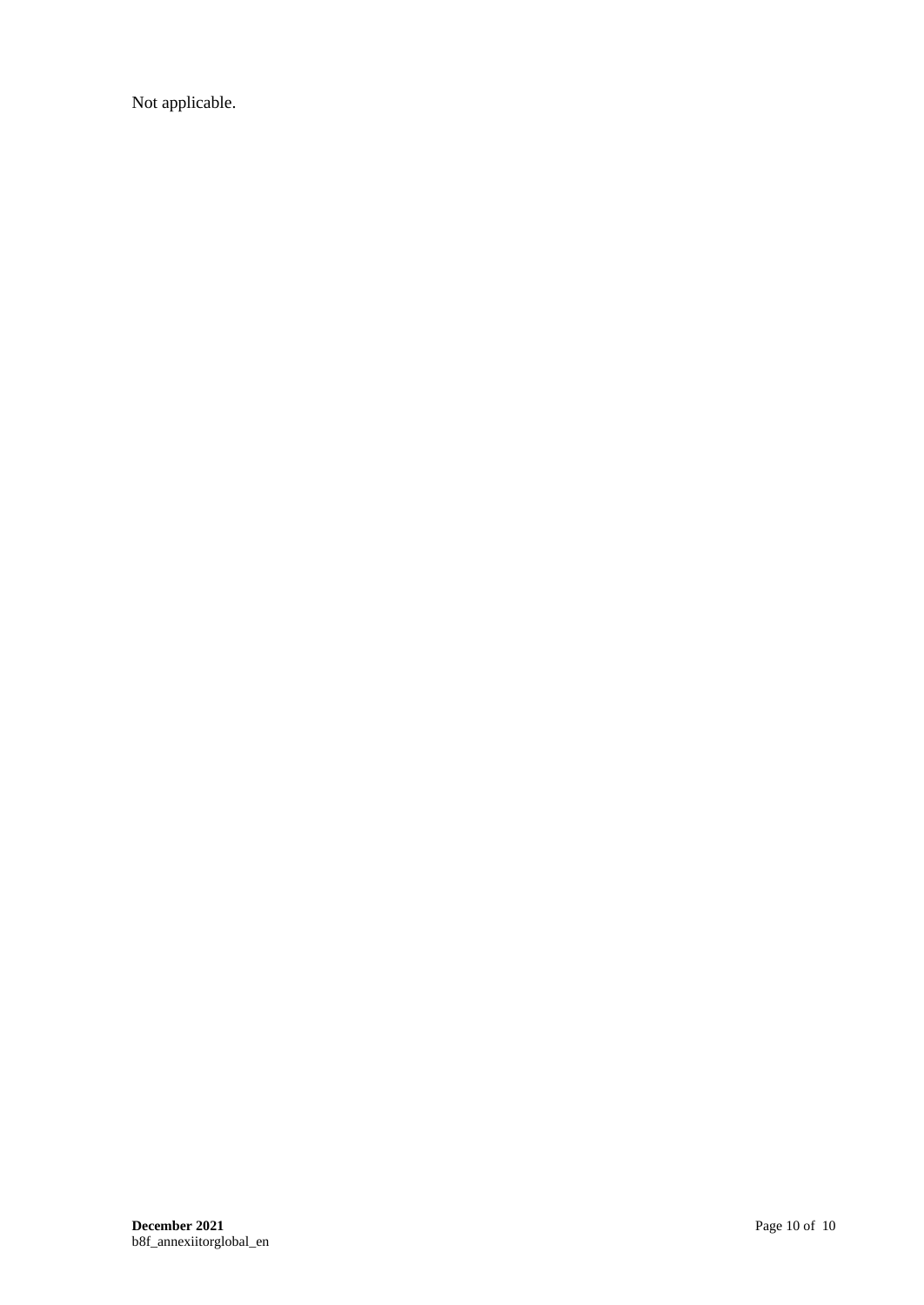Not applicable.